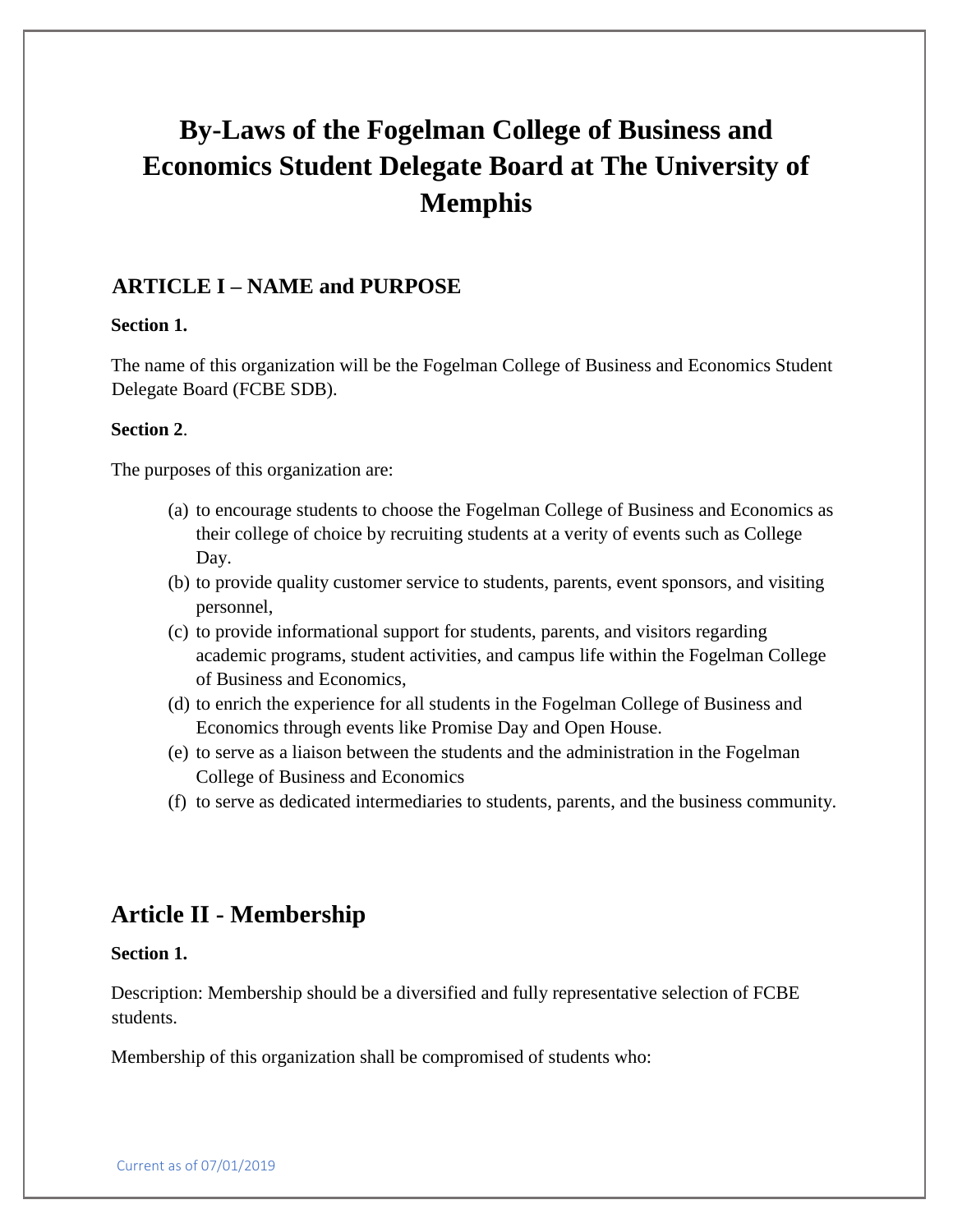# By-Laws of the Fogelman College of Business and Economics Student Delegate Board at The University of Memphis

## ARTICLE I – NAME and PURPOSE

**Section 1.**

The name of this organization will be the Fogelman College of Business and Economics Student Delegate Board (FCBE SDB).

**Section 2**.

The purposes of this organization are:

(a) to encourage students to choose the Fogelman College of Business and Economics as their college of choice by recruiting students at a verity of events such as College Day.
(b) to provide quality customer service to students, parents, event sponsors, and visiting personnel,
(c) to provide informational support for students, parents, and visitors regarding academic programs, student activities, and campus life within the Fogelman College of Business and Economics,
(d) to enrich the experience for all students in the Fogelman College of Business and Economics through events like Promise Day and Open House.
(e) to serve as a liaison between the students and the administration in the Fogelman College of Business and Economics
(f) to serve as dedicated intermediaries to students, parents, and the business community.

## Article II - Membership

**Section 1.**

Description: Membership should be a diversified and fully representative selection of FCBE students.

Membership of this organization shall be compromised of students who: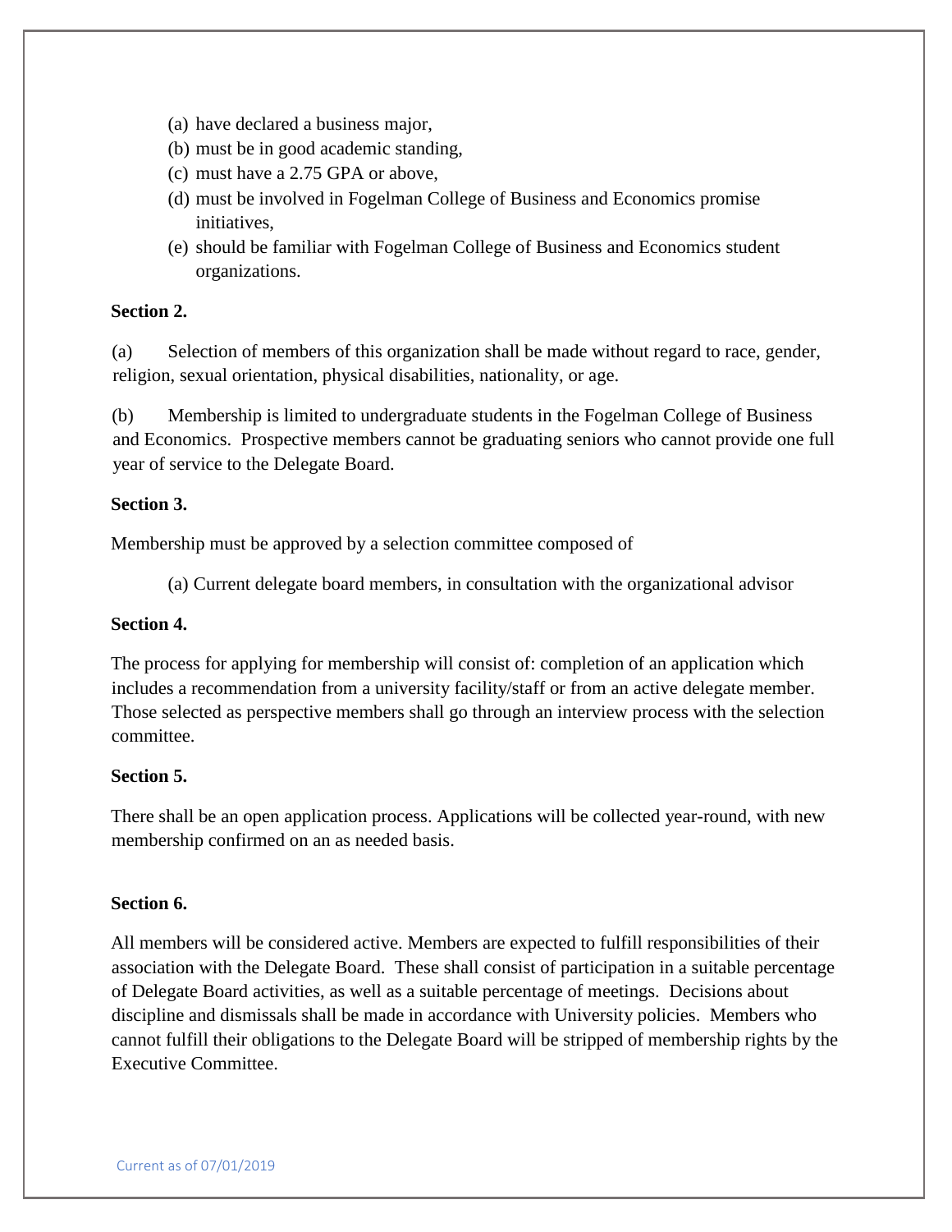(a) have declared a business major,
(b) must be in good academic standing,
(c) must have a 2.75 GPA or above,
(d) must be involved in Fogelman College of Business and Economics promise initiatives,
(e) should be familiar with Fogelman College of Business and Economics student organizations.

**Section 2.**

(a) Selection of members of this organization shall be made without regard to race, gender, religion, sexual orientation, physical disabilities, nationality, or age.

(b) Membership is limited to undergraduate students in the Fogelman College of Business and Economics. Prospective members cannot be graduating seniors who cannot provide one full year of service to the Delegate Board.

**Section 3.**

Membership must be approved by a selection committee composed of

(a) Current delegate board members, in consultation with the organizational advisor

**Section 4.**

The process for applying for membership will consist of: completion of an application which includes a recommendation from a university facility/staff or from an active delegate member. Those selected as perspective members shall go through an interview process with the selection committee.

**Section 5.**

There shall be an open application process. Applications will be collected year-round, with new membership confirmed on an as needed basis.

**Section 6.**

All members will be considered active. Members are expected to fulfill responsibilities of their association with the Delegate Board. These shall consist of participation in a suitable percentage of Delegate Board activities, as well as a suitable percentage of meetings. Decisions about discipline and dismissals shall be made in accordance with University policies. Members who cannot fulfill their obligations to the Delegate Board will be stripped of membership rights by the Executive Committee.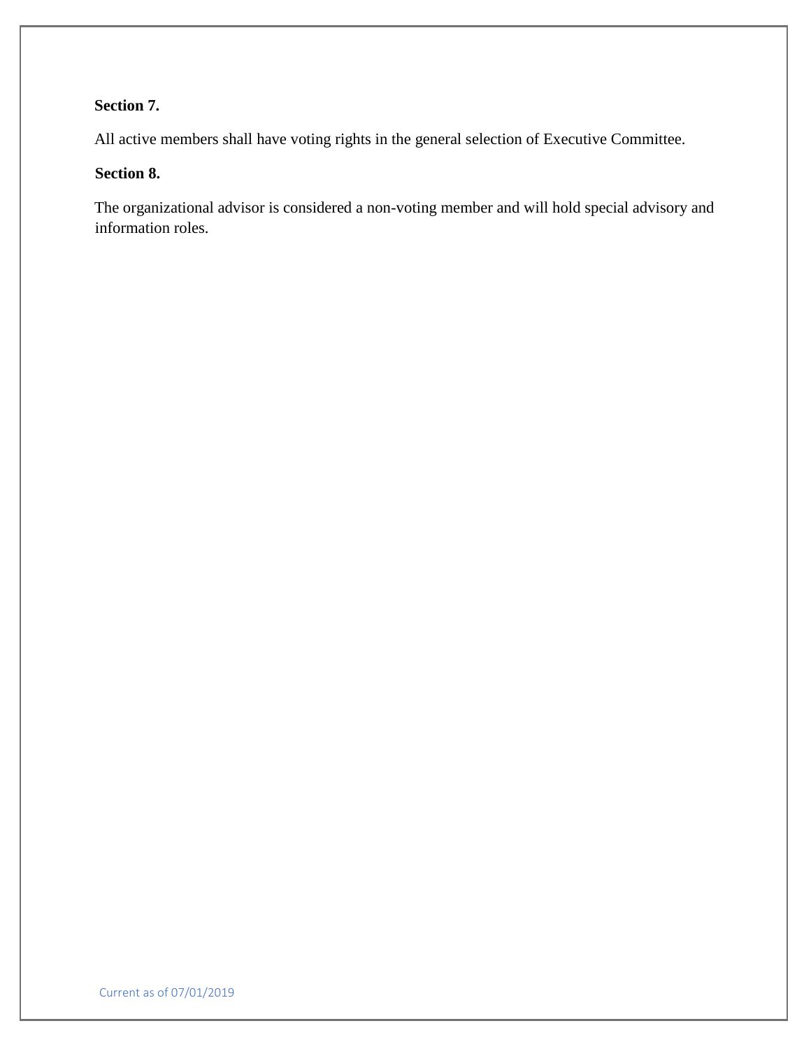**Section 7.**

All active members shall have voting rights in the general selection of Executive Committee.

**Section 8.**

The organizational advisor is considered a non-voting member and will hold special advisory and information roles.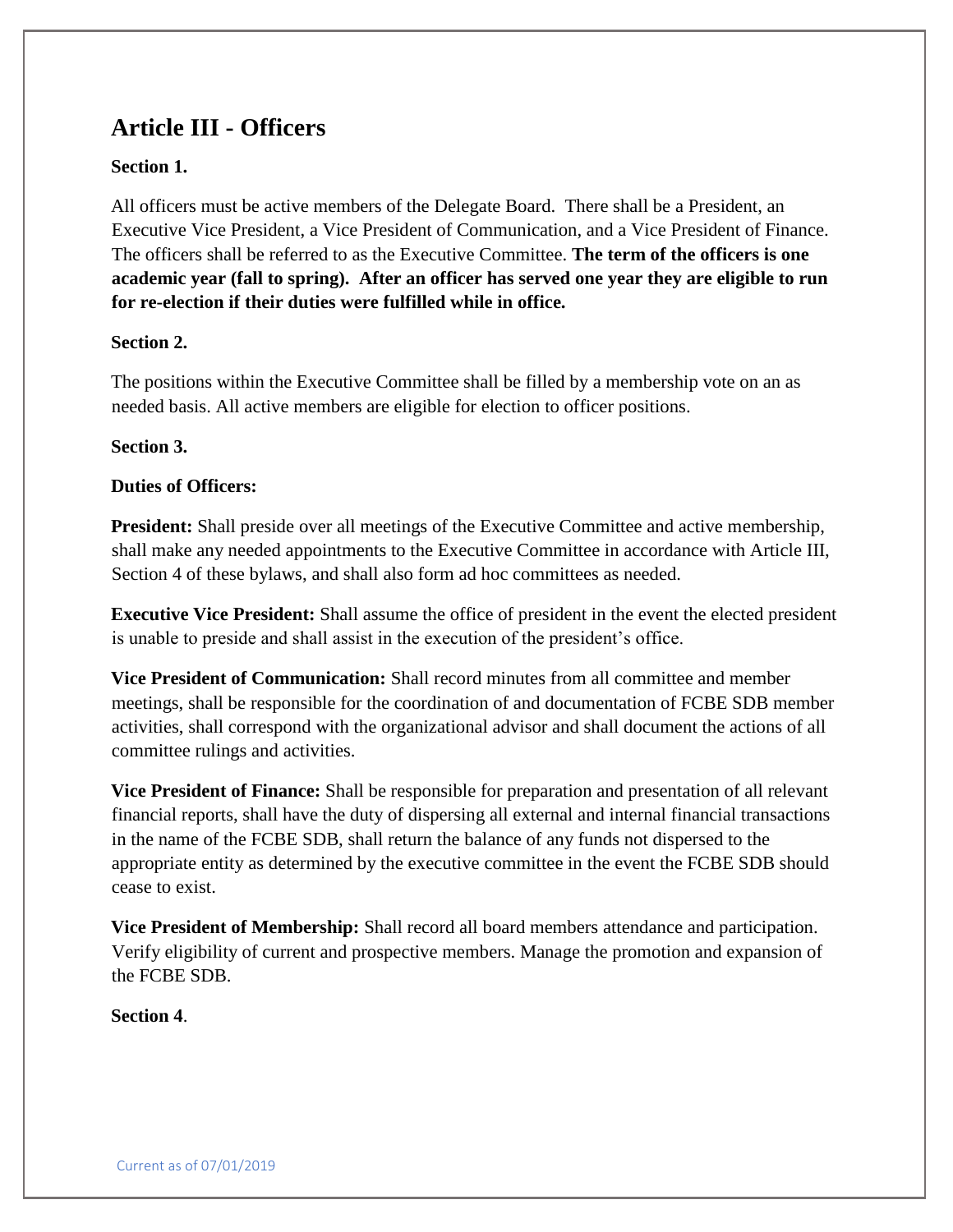## Article III - Officers

**Section 1.**

All officers must be active members of the Delegate Board. There shall be a President, an Executive Vice President, a Vice President of Communication, and a Vice President of Finance. The officers shall be referred to as the Executive Committee. **The term of the officers is one academic year (fall to spring). After an officer has served one year they are eligible to run for re-election if their duties were fulfilled while in office.**

**Section 2.**

The positions within the Executive Committee shall be filled by a membership vote on an as needed basis. All active members are eligible for election to officer positions.

**Section 3.**

**Duties of Officers:**

**President:** Shall preside over all meetings of the Executive Committee and active membership, shall make any needed appointments to the Executive Committee in accordance with Article III, Section 4 of these bylaws, and shall also form ad hoc committees as needed.

**Executive Vice President:** Shall assume the office of president in the event the elected president is unable to preside and shall assist in the execution of the president's office.

**Vice President of Communication:** Shall record minutes from all committee and member meetings, shall be responsible for the coordination of and documentation of FCBE SDB member activities, shall correspond with the organizational advisor and shall document the actions of all committee rulings and activities.

**Vice President of Finance:** Shall be responsible for preparation and presentation of all relevant financial reports, shall have the duty of dispersing all external and internal financial transactions in the name of the FCBE SDB, shall return the balance of any funds not dispersed to the appropriate entity as determined by the executive committee in the event the FCBE SDB should cease to exist.

**Vice President of Membership:** Shall record all board members attendance and participation. Verify eligibility of current and prospective members. Manage the promotion and expansion of the FCBE SDB.

**Section 4**.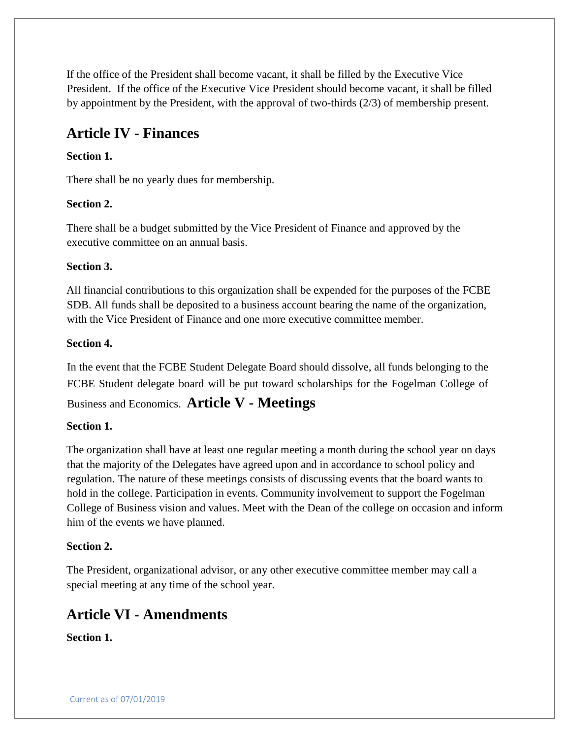If the office of the President shall become vacant, it shall be filled by the Executive Vice President. If the office of the Executive Vice President should become vacant, it shall be filled by appointment by the President, with the approval of two-thirds (2/3) of membership present.

## Article IV - Finances

**Section 1.**

There shall be no yearly dues for membership.

**Section 2.**

There shall be a budget submitted by the Vice President of Finance and approved by the executive committee on an annual basis.

**Section 3.**

All financial contributions to this organization shall be expended for the purposes of the FCBE SDB. All funds shall be deposited to a business account bearing the name of the organization, with the Vice President of Finance and one more executive committee member.

**Section 4.**

In the event that the FCBE Student Delegate Board should dissolve, all funds belonging to the FCBE Student delegate board will be put toward scholarships for the Fogelman College of Business and Economics.

## Article V - Meetings

**Section 1.**

The organization shall have at least one regular meeting a month during the school year on days that the majority of the Delegates have agreed upon and in accordance to school policy and regulation. The nature of these meetings consists of discussing events that the board wants to hold in the college. Participation in events. Community involvement to support the Fogelman College of Business vision and values. Meet with the Dean of the college on occasion and inform him of the events we have planned.

**Section 2.**

The President, organizational advisor, or any other executive committee member may call a special meeting at any time of the school year.

## Article VI - Amendments

**Section 1.**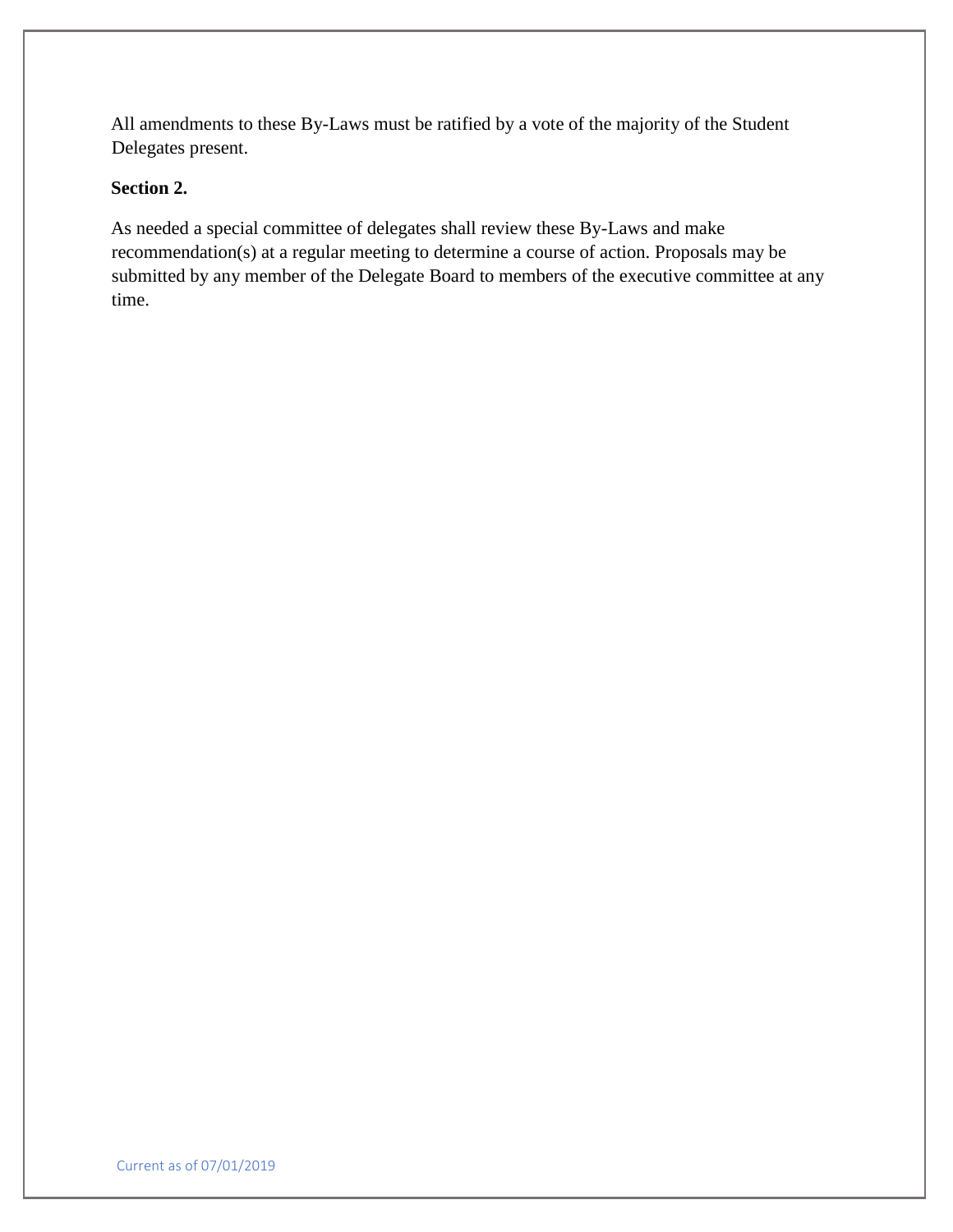All amendments to these By-Laws must be ratified by a vote of the majority of the Student Delegates present.

**Section 2.**

As needed a special committee of delegates shall review these By-Laws and make recommendation(s) at a regular meeting to determine a course of action. Proposals may be submitted by any member of the Delegate Board to members of the executive committee at any time.